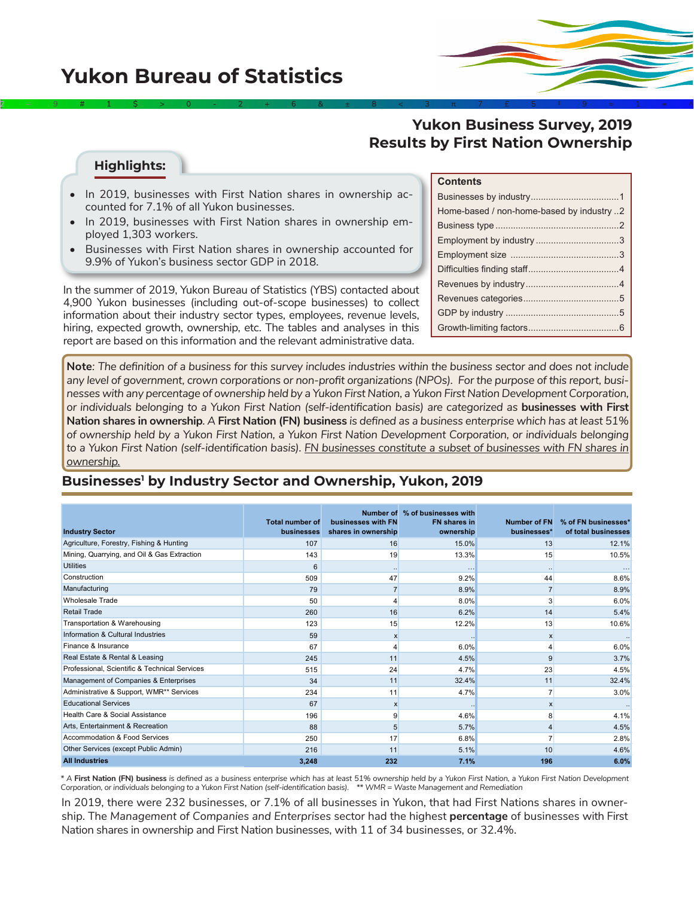# Yukon Bureau of Statistics

## Yukon Business Survey, 2019
## Results by First Nation Ownership

### Highlights:

- In 2019, businesses with First Nation shares in ownership accounted for 7.1% of all Yukon businesses.
- In 2019, businesses with First Nation shares in ownership employed 1,303 workers.
- Businesses with First Nation shares in ownership accounted for 9.9% of Yukon's business sector GDP in 2018.

**Contents**

- Businesses by industry...1
- Home-based / non-home-based by industry..2
- Business type...2
- Employment by industry...3
- Employment size...3
- Difficulties finding staff...4
- Revenues by industry...4
- Revenues categories...5
- GDP by industry...5
- Growth-limiting factors...6

In the summer of 2019, Yukon Bureau of Statistics (YBS) contacted about 4,900 Yukon businesses (including out-of-scope businesses) to collect information about their industry sector types, employees, revenue levels, hiring, expected growth, ownership, etc. The tables and analyses in this report are based on this information and the relevant administrative data.

**Note**: *The definition of a business for this survey includes industries within the business sector and does not include any level of government, crown corporations or non-profit organizations (NPOs). For the purpose of this report, businesses with any percentage of ownership held by a Yukon First Nation, a Yukon First Nation Development Corporation, or individuals belonging to a Yukon First Nation (self-identification basis) are categorized as* **businesses with First Nation shares in ownership**. *A* **First Nation (FN) business** *is defined as a business enterprise which has at least 51% of ownership held by a Yukon First Nation, a Yukon First Nation Development Corporation, or individuals belonging to a Yukon First Nation (self-identification basis). FN businesses constitute a subset of businesses with FN shares in ownership.*

## Businesses[1] by Industry Sector and Ownership, Yukon, 2019

| Industry Sector | Total number of businesses | Number of businesses with FN shares in ownership | % of businesses with FN shares in ownership | Number of FN businesses* | % of FN businesses* of total businesses |
|---|---|---|---|---|---|
| Agriculture, Forestry, Fishing & Hunting | 107 | 16 | 15.0% | 13 | 12.1% |
| Mining, Quarrying, and Oil & Gas Extraction | 143 | 19 | 13.3% | 15 | 10.5% |
| Utilities | 6 | .. | ... | .. | ... |
| Construction | 509 | 47 | 9.2% | 44 | 8.6% |
| Manufacturing | 79 | 7 | 8.9% | 7 | 8.9% |
| Wholesale Trade | 50 | 4 | 8.0% | 3 | 6.0% |
| Retail Trade | 260 | 16 | 6.2% | 14 | 5.4% |
| Transportation & Warehousing | 123 | 15 | 12.2% | 13 | 10.6% |
| Information & Cultural Industries | 59 | x | .. | x | .. |
| Finance & Insurance | 67 | 4 | 6.0% | 4 | 6.0% |
| Real Estate & Rental & Leasing | 245 | 11 | 4.5% | 9 | 3.7% |
| Professional, Scientific & Technical Services | 515 | 24 | 4.7% | 23 | 4.5% |
| Management of Companies & Enterprises | 34 | 11 | 32.4% | 11 | 32.4% |
| Administrative & Support, WMR** Services | 234 | 11 | 4.7% | 7 | 3.0% |
| Educational Services | 67 | x | .. | x | .. |
| Health Care & Social Assistance | 196 | 9 | 4.6% | 8 | 4.1% |
| Arts, Entertainment & Recreation | 88 | 5 | 5.7% | 4 | 4.5% |
| Accommodation & Food Services | 250 | 17 | 6.8% | 7 | 2.8% |
| Other Services (except Public Admin) | 216 | 11 | 5.1% | 10 | 4.6% |
| **All Industries** | **3,248** | **232** | **7.1%** | **196** | **6.0%** |

\* A **First Nation (FN) business** *is defined as a business enterprise which has at least 51% ownership held by a Yukon First Nation, a Yukon First Nation Development Corporation, or individuals belonging to a Yukon First Nation (self-identification basis).* ** WMR = Waste Management and Remediation

In 2019, there were 232 businesses, or 7.1% of all businesses in Yukon, that had First Nations shares in ownership. The *Management of Companies and Enterprises* sector had the highest **percentage** of businesses with First Nation shares in ownership and First Nation businesses, with 11 of 34 businesses, or 32.4%.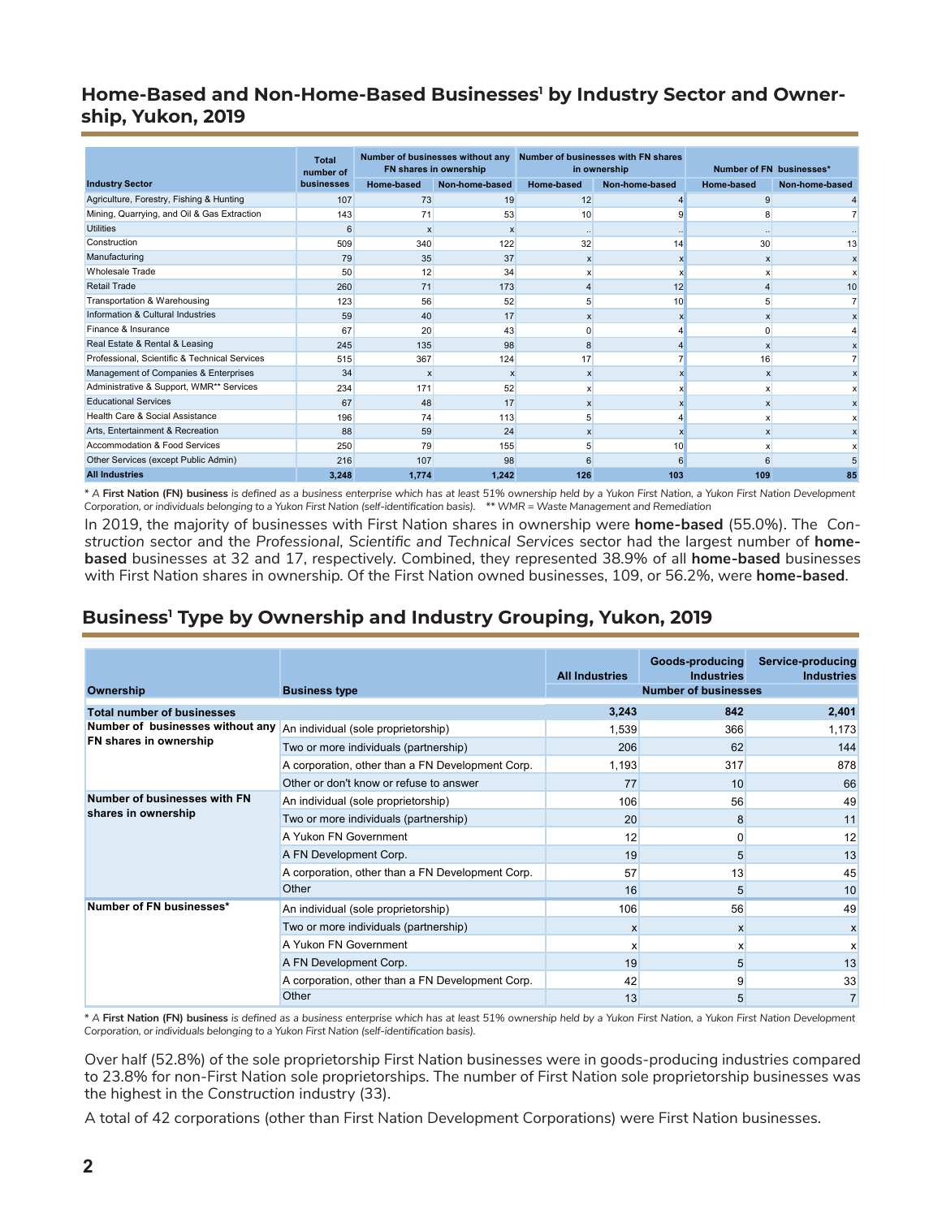## Home-Based and Non-Home-Based Businesses[1] by Industry Sector and Ownership, Yukon, 2019

| Industry Sector | Total number of businesses | Number of businesses without any FN shares in ownership | | Number of businesses with FN shares in ownership | | Number of FN businesses* | |
|---|---|---|---|---|---|---|---|
| | | Home-based | Non-home-based | Home-based | Non-home-based | Home-based | Non-home-based |
| Agriculture, Forestry, Fishing & Hunting | 107 | 73 | 19 | 12 | 4 | 9 | 4 |
| Mining, Quarrying, and Oil & Gas Extraction | 143 | 71 | 53 | 10 | 9 | 8 | 7 |
| Utilities | 6 | x | x | .. | .. | .. | .. |
| Construction | 509 | 340 | 122 | 32 | 14 | 30 | 13 |
| Manufacturing | 79 | 35 | 37 | x | x | x | x |
| Wholesale Trade | 50 | 12 | 34 | x | x | x | x |
| Retail Trade | 260 | 71 | 173 | 4 | 12 | 4 | 10 |
| Transportation & Warehousing | 123 | 56 | 52 | 5 | 10 | 5 | 7 |
| Information & Cultural Industries | 59 | 40 | 17 | x | x | x | x |
| Finance & Insurance | 67 | 20 | 43 | 0 | 4 | 0 | 4 |
| Real Estate & Rental & Leasing | 245 | 135 | 98 | 8 | 4 | x | x |
| Professional, Scientific & Technical Services | 515 | 367 | 124 | 17 | 7 | 16 | 7 |
| Management of Companies & Enterprises | 34 | x | x | x | x | x | x |
| Administrative & Support, WMR** Services | 234 | 171 | 52 | x | x | x | x |
| Educational Services | 67 | 48 | 17 | x | x | x | x |
| Health Care & Social Assistance | 196 | 74 | 113 | 5 | 4 | x | x |
| Arts, Entertainment & Recreation | 88 | 59 | 24 | x | x | x | x |
| Accommodation & Food Services | 250 | 79 | 155 | 5 | 10 | x | x |
| Other Services (except Public Admin) | 216 | 107 | 98 | 6 | 6 | 6 | 5 |
| **All Industries** | **3,248** | **1,774** | **1,242** | **126** | **103** | **109** | **85** |

*\* A **First Nation (FN) business** is defined as a business enterprise which has at least 51% ownership held by a Yukon First Nation, a Yukon First Nation Development Corporation, or individuals belonging to a Yukon First Nation (self-identification basis). \*\* WMR = Waste Management and Remediation*

In 2019, the majority of businesses with First Nation shares in ownership were **home-based** (55.0%). The *Construction* sector and the *Professional, Scientific and Technical Services* sector had the largest number of **home-based** businesses at 32 and 17, respectively. Combined, they represented 38.9% of all **home-based** businesses with First Nation shares in ownership. Of the First Nation owned businesses, 109, or 56.2%, were **home-based**.

## Business[1] Type by Ownership and Industry Grouping, Yukon, 2019

| Ownership | Business type | All Industries | Goods-producing Industries | Service-producing Industries |
|---|---|---|---|---|
| | | Number of businesses | | |
| **Total number of businesses** | | **3,243** | **842** | **2,401** |
| **Number of businesses without any FN shares in ownership** | An individual (sole proprietorship) | 1,539 | 366 | 1,173 |
| | Two or more individuals (partnership) | 206 | 62 | 144 |
| | A corporation, other than a FN Development Corp. | 1,193 | 317 | 878 |
| | Other or don't know or refuse to answer | 77 | 10 | 66 |
| **Number of businesses with FN shares in ownership** | An individual (sole proprietorship) | 106 | 56 | 49 |
| | Two or more individuals (partnership) | 20 | 8 | 11 |
| | A Yukon FN Government | 12 | 0 | 12 |
| | A FN Development Corp. | 19 | 5 | 13 |
| | A corporation, other than a FN Development Corp. | 57 | 13 | 45 |
| | Other | 16 | 5 | 10 |
| **Number of FN businesses*** | An individual (sole proprietorship) | 106 | 56 | 49 |
| | Two or more individuals (partnership) | x | x | x |
| | A Yukon FN Government | x | x | x |
| | A FN Development Corp. | 19 | 5 | 13 |
| | A corporation, other than a FN Development Corp. | 42 | 9 | 33 |
| | Other | 13 | 5 | 7 |

*\* A **First Nation (FN) business** is defined as a business enterprise which has at least 51% ownership held by a Yukon First Nation, a Yukon First Nation Development Corporation, or individuals belonging to a Yukon First Nation (self-identification basis).*

Over half (52.8%) of the sole proprietorship First Nation businesses were in goods-producing industries compared to 23.8% for non-First Nation sole proprietorships. The number of First Nation sole proprietorship businesses was the highest in the *Construction* industry (33).

A total of 42 corporations (other than First Nation Development Corporations) were First Nation businesses.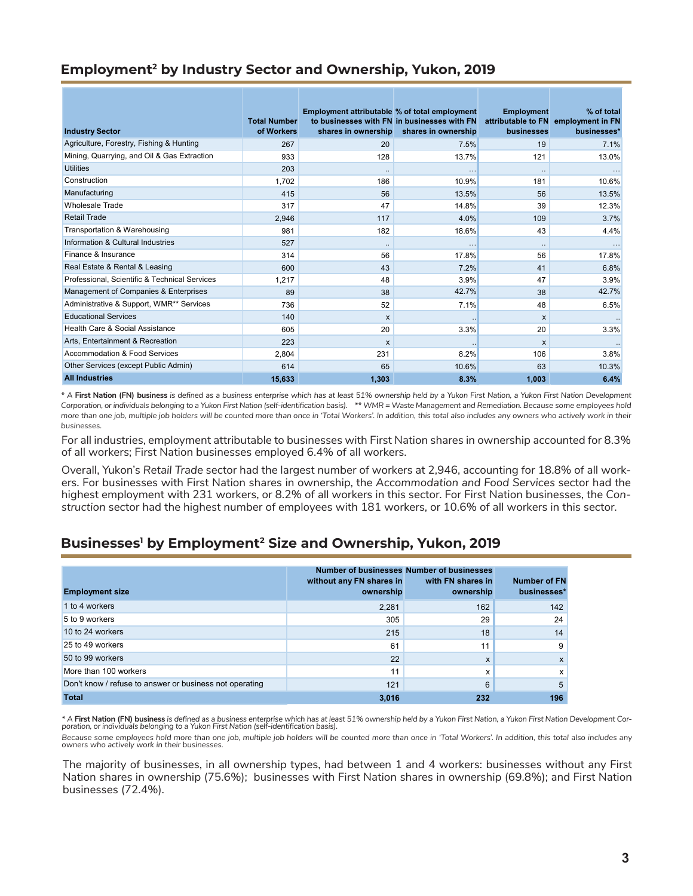## Employment[2] by Industry Sector and Ownership, Yukon, 2019

| Industry Sector | Total Number of Workers | Employment attributable to businesses with FN shares in ownership | % of total employment in businesses with FN shares in ownership | Employment attributable to FN businesses | % of total employment in FN businesses* |
|---|---|---|---|---|---|
| Agriculture, Forestry, Fishing & Hunting | 267 | 20 | 7.5% | 19 | 7.1% |
| Mining, Quarrying, and Oil & Gas Extraction | 933 | 128 | 13.7% | 121 | 13.0% |
| Utilities | 203 | .. | ... | .. | ... |
| Construction | 1,702 | 186 | 10.9% | 181 | 10.6% |
| Manufacturing | 415 | 56 | 13.5% | 56 | 13.5% |
| Wholesale Trade | 317 | 47 | 14.8% | 39 | 12.3% |
| Retail Trade | 2,946 | 117 | 4.0% | 109 | 3.7% |
| Transportation & Warehousing | 981 | 182 | 18.6% | 43 | 4.4% |
| Information & Cultural Industries | 527 | .. | ... | .. | ... |
| Finance & Insurance | 314 | 56 | 17.8% | 56 | 17.8% |
| Real Estate & Rental & Leasing | 600 | 43 | 7.2% | 41 | 6.8% |
| Professional, Scientific & Technical Services | 1,217 | 48 | 3.9% | 47 | 3.9% |
| Management of Companies & Enterprises | 89 | 38 | 42.7% | 38 | 42.7% |
| Administrative & Support, WMR** Services | 736 | 52 | 7.1% | 48 | 6.5% |
| Educational Services | 140 | x | .. | x | .. |
| Health Care & Social Assistance | 605 | 20 | 3.3% | 20 | 3.3% |
| Arts, Entertainment & Recreation | 223 | x | .. | x | .. |
| Accommodation & Food Services | 2,804 | 231 | 8.2% | 106 | 3.8% |
| Other Services (except Public Admin) | 614 | 65 | 10.6% | 63 | 10.3% |
| **All Industries** | **15,633** | **1,303** | **8.3%** | **1,003** | **6.4%** |

*\* A* ***First Nation (FN) business*** *is defined as a business enterprise which has at least 51% ownership held by a Yukon First Nation, a Yukon First Nation Development Corporation, or individuals belonging to a Yukon First Nation (self-identification basis). \*\* WMR = Waste Management and Remediation. Because some employees hold more than one job, multiple job holders will be counted more than once in 'Total Workers'. In addition, this total also includes any owners who actively work in their businesses.*

For all industries, employment attributable to businesses with First Nation shares in ownership accounted for 8.3% of all workers; First Nation businesses employed 6.4% of all workers.

Overall, Yukon's *Retail Trade* sector had the largest number of workers at 2,946, accounting for 18.8% of all workers. For businesses with First Nation shares in ownership, the *Accommodation and Food Services* sector had the highest employment with 231 workers, or 8.2% of all workers in this sector. For First Nation businesses, the *Construction* sector had the highest number of employees with 181 workers, or 10.6% of all workers in this sector.

## Businesses[1] by Employment[2] Size and Ownership, Yukon, 2019

| Employment size | Number of businesses without any FN shares in ownership | Number of businesses with FN shares in ownership | Number of FN businesses* |
|---|---|---|---|
| 1 to 4 workers | 2,281 | 162 | 142 |
| 5 to 9 workers | 305 | 29 | 24 |
| 10 to 24 workers | 215 | 18 | 14 |
| 25 to 49 workers | 61 | 11 | 9 |
| 50 to 99 workers | 22 | x | x |
| More than 100 workers | 11 | x | x |
| Don't know / refuse to answer or business not operating | 121 | 6 | 5 |
| **Total** | **3,016** | **232** | **196** |

*\* A* ***First Nation (FN) business*** *is defined as a business enterprise which has at least 51% ownership held by a Yukon First Nation, a Yukon First Nation Development Corporation, or individuals belonging to a Yukon First Nation (self-identification basis).*

*Because some employees hold more than one job, multiple job holders will be counted more than once in 'Total Workers'. In addition, this total also includes any owners who actively work in their businesses.*

The majority of businesses, in all ownership types, had between 1 and 4 workers: businesses without any First Nation shares in ownership (75.6%); businesses with First Nation shares in ownership (69.8%); and First Nation businesses (72.4%).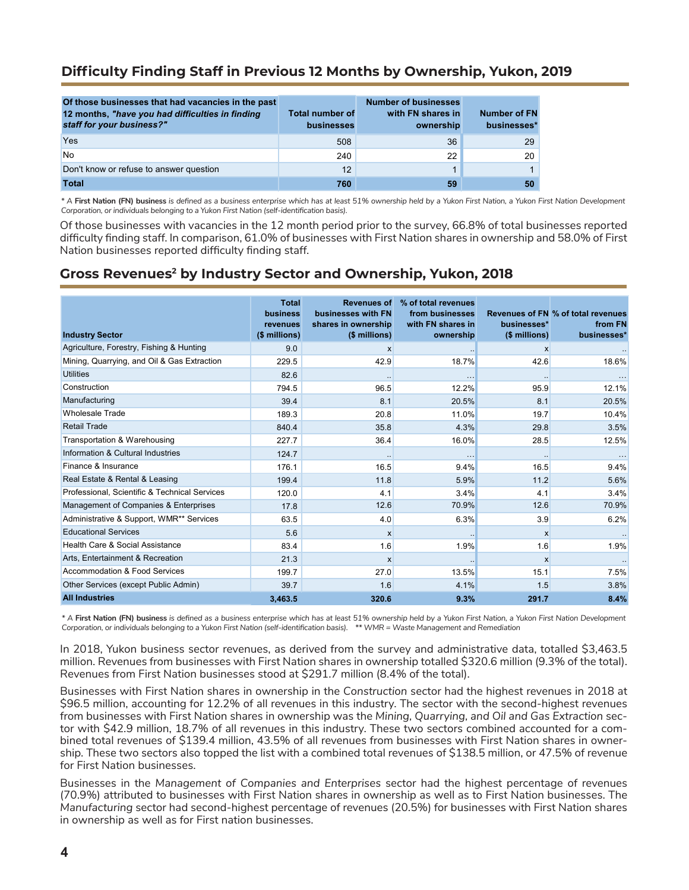## Difficulty Finding Staff in Previous 12 Months by Ownership, Yukon, 2019

| Of those businesses that had vacancies in the past 12 months, *"have you had difficulties in finding staff for your business?"* | Total number of businesses | Number of businesses with FN shares in ownership | Number of FN businesses* |
|---|---|---|---|
| Yes | 508 | 36 | 29 |
| No | 240 | 22 | 20 |
| Don't know or refuse to answer question | 12 | 1 | 1 |
| **Total** | **760** | **59** | **50** |

*\* A **First Nation (FN) business** is defined as a business enterprise which has at least 51% ownership held by a Yukon First Nation, a Yukon First Nation Development Corporation, or individuals belonging to a Yukon First Nation (self-identification basis).*

Of those businesses with vacancies in the 12 month period prior to the survey, 66.8% of total businesses reported difficulty finding staff. In comparison, 61.0% of businesses with First Nation shares in ownership and 58.0% of First Nation businesses reported difficulty finding staff.

## Gross Revenues[2] by Industry Sector and Ownership, Yukon, 2018

| Industry Sector | Total business revenues ($ millions) | Revenues of businesses with FN shares in ownership ($ millions) | % of total revenues from businesses with FN shares in ownership | Revenues of FN businesses* ($ millions) | % of total revenues from FN businesses* |
|---|---|---|---|---|---|
| Agriculture, Forestry, Fishing & Hunting | 9.0 | x | .. | x | .. |
| Mining, Quarrying, and Oil & Gas Extraction | 229.5 | 42.9 | 18.7% | 42.6 | 18.6% |
| Utilities | 82.6 | .. | ... | .. | ... |
| Construction | 794.5 | 96.5 | 12.2% | 95.9 | 12.1% |
| Manufacturing | 39.4 | 8.1 | 20.5% | 8.1 | 20.5% |
| Wholesale Trade | 189.3 | 20.8 | 11.0% | 19.7 | 10.4% |
| Retail Trade | 840.4 | 35.8 | 4.3% | 29.8 | 3.5% |
| Transportation & Warehousing | 227.7 | 36.4 | 16.0% | 28.5 | 12.5% |
| Information & Cultural Industries | 124.7 | .. | ... | .. | ... |
| Finance & Insurance | 176.1 | 16.5 | 9.4% | 16.5 | 9.4% |
| Real Estate & Rental & Leasing | 199.4 | 11.8 | 5.9% | 11.2 | 5.6% |
| Professional, Scientific & Technical Services | 120.0 | 4.1 | 3.4% | 4.1 | 3.4% |
| Management of Companies & Enterprises | 17.8 | 12.6 | 70.9% | 12.6 | 70.9% |
| Administrative & Support, WMR** Services | 63.5 | 4.0 | 6.3% | 3.9 | 6.2% |
| Educational Services | 5.6 | x | .. | x | .. |
| Health Care & Social Assistance | 83.4 | 1.6 | 1.9% | 1.6 | 1.9% |
| Arts, Entertainment & Recreation | 21.3 | x | .. | x | .. |
| Accommodation & Food Services | 199.7 | 27.0 | 13.5% | 15.1 | 7.5% |
| Other Services (except Public Admin) | 39.7 | 1.6 | 4.1% | 1.5 | 3.8% |
| **All Industries** | **3,463.5** | **320.6** | **9.3%** | **291.7** | **8.4%** |

*\* A **First Nation (FN) business** is defined as a business enterprise which has at least 51% ownership held by a Yukon First Nation, a Yukon First Nation Development Corporation, or individuals belonging to a Yukon First Nation (self-identification basis). \*\* WMR = Waste Management and Remediation*

In 2018, Yukon business sector revenues, as derived from the survey and administrative data, totalled $3,463.5 million. Revenues from businesses with First Nation shares in ownership totalled $320.6 million (9.3% of the total). Revenues from First Nation businesses stood at $291.7 million (8.4% of the total).

Businesses with First Nation shares in ownership in the *Construction* sector had the highest revenues in 2018 at $96.5 million, accounting for 12.2% of all revenues in this industry. The sector with the second-highest revenues from businesses with First Nation shares in ownership was the *Mining, Quarrying, and Oil and Gas Extraction* sector with $42.9 million, 18.7% of all revenues in this industry. These two sectors combined accounted for a combined total revenues of $139.4 million, 43.5% of all revenues from businesses with First Nation shares in ownership. These two sectors also topped the list with a combined total revenues of $138.5 million, or 47.5% of revenue for First Nation businesses.

Businesses in the *Management of Companies and Enterprises* sector had the highest percentage of revenues (70.9%) attributed to businesses with First Nation shares in ownership as well as to First Nation businesses. The *Manufacturing* sector had second-highest percentage of revenues (20.5%) for businesses with First Nation shares in ownership as well as for First nation businesses.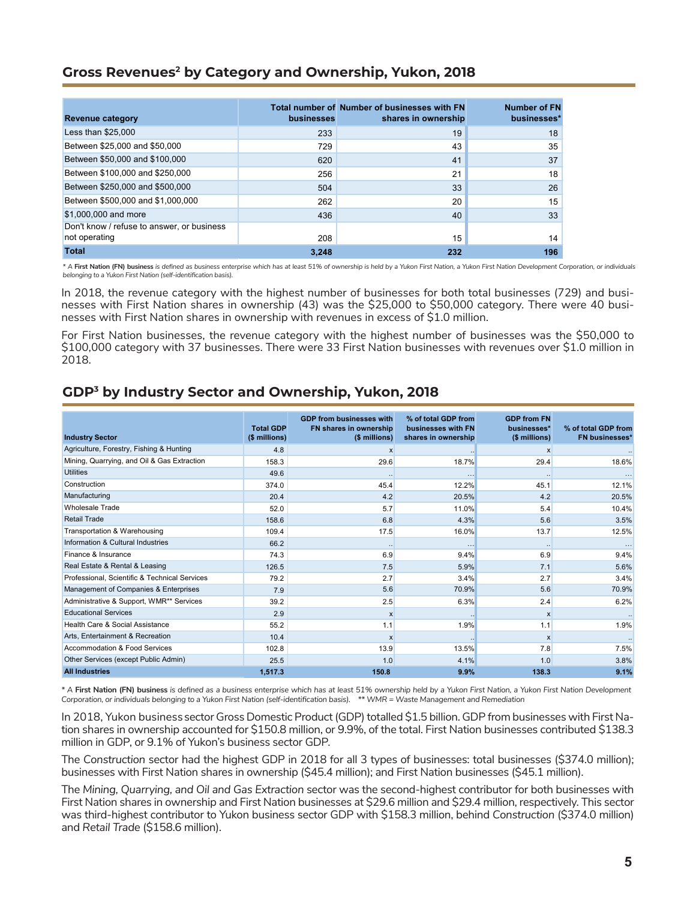## Gross Revenues[2] by Category and Ownership, Yukon, 2018

| Revenue category | Total number of businesses | Number of businesses with FN shares in ownership | Number of FN businesses* |
|---|---|---|---|
| Less than $25,000 | 233 | 19 | 18 |
| Between $25,000 and $50,000 | 729 | 43 | 35 |
| Between $50,000 and $100,000 | 620 | 41 | 37 |
| Between $100,000 and $250,000 | 256 | 21 | 18 |
| Between $250,000 and $500,000 | 504 | 33 | 26 |
| Between $500,000 and $1,000,000 | 262 | 20 | 15 |
| $1,000,000 and more | 436 | 40 | 33 |
| Don't know / refuse to answer, or business not operating | 208 | 15 | 14 |
| **Total** | **3,248** | **232** | **196** |

*\* A **First Nation (FN) business** is defined as business enterprise which has at least 51% of ownership is held by a Yukon First Nation, a Yukon First Nation Development Corporation, or individuals belonging to a Yukon First Nation (self-identification basis).*

In 2018, the revenue category with the highest number of businesses for both total businesses (729) and businesses with First Nation shares in ownership (43) was the $25,000 to $50,000 category. There were 40 businesses with First Nation shares in ownership with revenues in excess of $1.0 million.

For First Nation businesses, the revenue category with the highest number of businesses was the $50,000 to $100,000 category with 37 businesses. There were 33 First Nation businesses with revenues over $1.0 million in 2018.

## GDP[3] by Industry Sector and Ownership, Yukon, 2018

| Industry Sector | Total GDP ($ millions) | GDP from businesses with FN shares in ownership ($ millions) | % of total GDP from businesses with FN shares in ownership | GDP from FN businesses* ($ millions) | % of total GDP from FN businesses* |
|---|---|---|---|---|---|
| Agriculture, Forestry, Fishing & Hunting | 4.8 | x | .. | x | .. |
| Mining, Quarrying, and Oil & Gas Extraction | 158.3 | 29.6 | 18.7% | 29.4 | 18.6% |
| Utilities | 49.6 | .. | ... | .. | ... |
| Construction | 374.0 | 45.4 | 12.2% | 45.1 | 12.1% |
| Manufacturing | 20.4 | 4.2 | 20.5% | 4.2 | 20.5% |
| Wholesale Trade | 52.0 | 5.7 | 11.0% | 5.4 | 10.4% |
| Retail Trade | 158.6 | 6.8 | 4.3% | 5.6 | 3.5% |
| Transportation & Warehousing | 109.4 | 17.5 | 16.0% | 13.7 | 12.5% |
| Information & Cultural Industries | 66.2 | .. | ... | .. | ... |
| Finance & Insurance | 74.3 | 6.9 | 9.4% | 6.9 | 9.4% |
| Real Estate & Rental & Leasing | 126.5 | 7.5 | 5.9% | 7.1 | 5.6% |
| Professional, Scientific & Technical Services | 79.2 | 2.7 | 3.4% | 2.7 | 3.4% |
| Management of Companies & Enterprises | 7.9 | 5.6 | 70.9% | 5.6 | 70.9% |
| Administrative & Support, WMR** Services | 39.2 | 2.5 | 6.3% | 2.4 | 6.2% |
| Educational Services | 2.9 | x | .. | x | .. |
| Health Care & Social Assistance | 55.2 | 1.1 | 1.9% | 1.1 | 1.9% |
| Arts, Entertainment & Recreation | 10.4 | x | .. | x | .. |
| Accommodation & Food Services | 102.8 | 13.9 | 13.5% | 7.8 | 7.5% |
| Other Services (except Public Admin) | 25.5 | 1.0 | 4.1% | 1.0 | 3.8% |
| **All Industries** | **1,517.3** | **150.8** | **9.9%** | **138.3** | **9.1%** |

*\* A **First Nation (FN) business** is defined as a business enterprise which has at least 51% ownership held by a Yukon First Nation, a Yukon First Nation Development Corporation, or individuals belonging to a Yukon First Nation (self-identification basis). \*\* WMR = Waste Management and Remediation*

In 2018, Yukon business sector Gross Domestic Product (GDP) totalled $1.5 billion. GDP from businesses with First Nation shares in ownership accounted for $150.8 million, or 9.9%, of the total. First Nation businesses contributed $138.3 million in GDP, or 9.1% of Yukon's business sector GDP.

The *Construction* sector had the highest GDP in 2018 for all 3 types of businesses: total businesses ($374.0 million); businesses with First Nation shares in ownership ($45.4 million); and First Nation businesses ($45.1 million).

The *Mining, Quarrying, and Oil and Gas Extraction* sector was the second-highest contributor for both businesses with First Nation shares in ownership and First Nation businesses at $29.6 million and $29.4 million, respectively. This sector was third-highest contributor to Yukon business sector GDP with $158.3 million, behind *Construction* ($374.0 million) and *Retail Trade* ($158.6 million).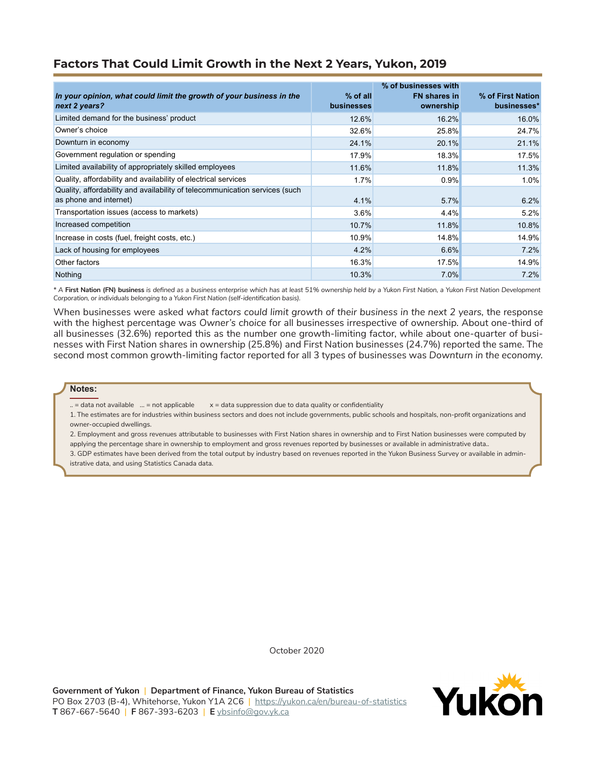## Factors That Could Limit Growth in the Next 2 Years, Yukon, 2019

| *In your opinion, what could limit the growth of your business in the next 2 years?* | % of all businesses | % of businesses with FN shares in ownership | % of First Nation businesses* |
|---|---|---|---|
| Limited demand for the business' product | 12.6% | 16.2% | 16.0% |
| Owner's choice | 32.6% | 25.8% | 24.7% |
| Downturn in economy | 24.1% | 20.1% | 21.1% |
| Government regulation or spending | 17.9% | 18.3% | 17.5% |
| Limited availability of appropriately skilled employees | 11.6% | 11.8% | 11.3% |
| Quality, affordability and availability of electrical services | 1.7% | 0.9% | 1.0% |
| Quality, affordability and availability of telecommunication services (such as phone and internet) | 4.1% | 5.7% | 6.2% |
| Transportation issues (access to markets) | 3.6% | 4.4% | 5.2% |
| Increased competition | 10.7% | 11.8% | 10.8% |
| Increase in costs (fuel, freight costs, etc.) | 10.9% | 14.8% | 14.9% |
| Lack of housing for employees | 4.2% | 6.6% | 7.2% |
| Other factors | 16.3% | 17.5% | 14.9% |
| Nothing | 10.3% | 7.0% | 7.2% |

\* *A* **First Nation (FN) business** *is defined as a business enterprise which has at least 51% ownership held by a Yukon First Nation, a Yukon First Nation Development Corporation, or individuals belonging to a Yukon First Nation (self-identification basis).*

When businesses were asked *what factors could limit growth of their business in the next 2 years*, the response with the highest percentage was *Owner's choice* for all businesses irrespective of ownership. About one-third of all businesses (32.6%) reported this as the number one growth-limiting factor, while about one-quarter of businesses with First Nation shares in ownership (25.8%) and First Nation businesses (24.7%) reported the same. The second most common growth-limiting factor reported for all 3 types of businesses was *Downturn in the economy*.

**Notes:**

.. = data not available ... = not applicable x = data suppression due to data quality or confidentiality

1. The estimates are for industries within business sectors and does not include governments, public schools and hospitals, non-profit organizations and owner-occupied dwellings.
2. Employment and gross revenues attributable to businesses with First Nation shares in ownership and to First Nation businesses were computed by applying the percentage share in ownership to employment and gross revenues reported by businesses or available in administrative data..
3. GDP estimates have been derived from the total output by industry based on revenues reported in the Yukon Business Survey or available in administrative data, and using Statistics Canada data.

October 2020

**Government of Yukon** | **Department of Finance, Yukon Bureau of Statistics**
PO Box 2703 (B-4), Whitehorse, Yukon Y1A 2C6 | https://yukon.ca/en/bureau-of-statistics
**T** 867-667-5640 | **F** 867-393-6203 | **E** ybsinfo@gov.yk.ca